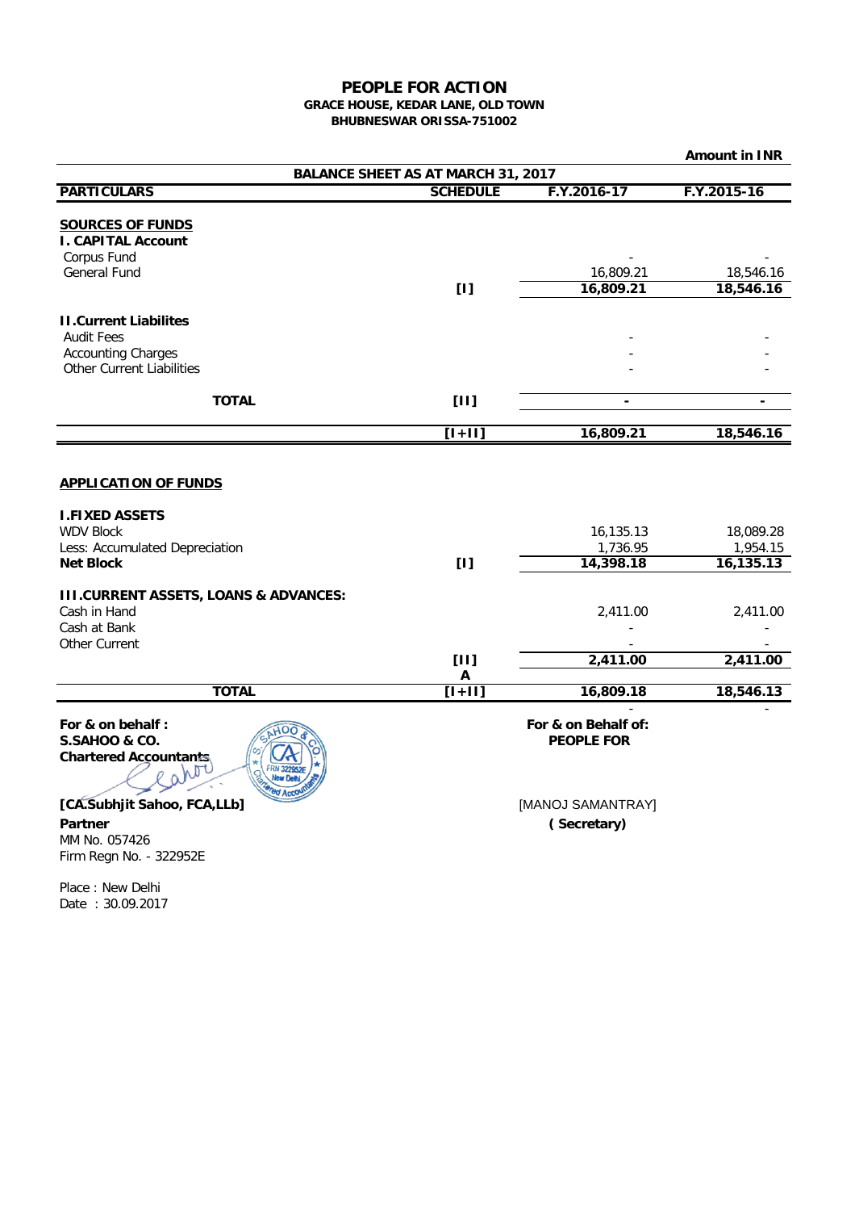# PEOPLE FOR ACTION

**GRACE HOUSE, KEDAR LANE, OLD TOWN**
**BHUBNESWAR ORISSA-751002**

**Amount in INR**

**BALANCE SHEET AS AT MARCH 31, 2017**

| PARTICULARS | SCHEDULE | F.Y.2016-17 | F.Y.2015-16 |
|---|---|---|---|
| **SOURCES OF FUNDS** | | | |
| **I. CAPITAL Account** | | | |
| Corpus Fund | | - | - |
| General Fund | | 16,809.21 | 18,546.16 |
| | **[I]** | **16,809.21** | **18,546.16** |
| **II.Current Liabilites** | | | |
| Audit Fees | | - | - |
| Accounting Charges | | - | - |
| Other Current Liabilities | | - | - |
| **TOTAL** | **[II]** | **-** | **-** |
| | **[I+II]** | **16,809.21** | **18,546.16** |
| **APPLICATION OF FUNDS** | | | |
| **I.FIXED ASSETS** | | | |
| WDV Block | | 16,135.13 | 18,089.28 |
| Less: Accumulated Depreciation | | 1,736.95 | 1,954.15 |
| **Net Block** | **[I]** | **14,398.18** | **16,135.13** |
| **III.CURRENT ASSETS, LOANS & ADVANCES:** | | | |
| Cash in Hand | | 2,411.00 | 2,411.00 |
| Cash at Bank | | - | - |
| Other Current | | - | - |
| | **[II] A** | **2,411.00** | **2,411.00** |
| **TOTAL** | **[I+II]** | **16,809.18** | **18,546.13** |
| | | - | - |

**For & on behalf :**
**S.SAHOO & CO.**
**Chartered Accountants**

**[CA.Subhjit Sahoo, FCA,LLb]**
**Partner**
MM No. 057426
Firm Regn No. - 322952E

Place : New Delhi
Date : 30.09.2017

**For & on Behalf of:**
**PEOPLE FOR**

[MANOJ SAMANTRAY]
**( Secretary)**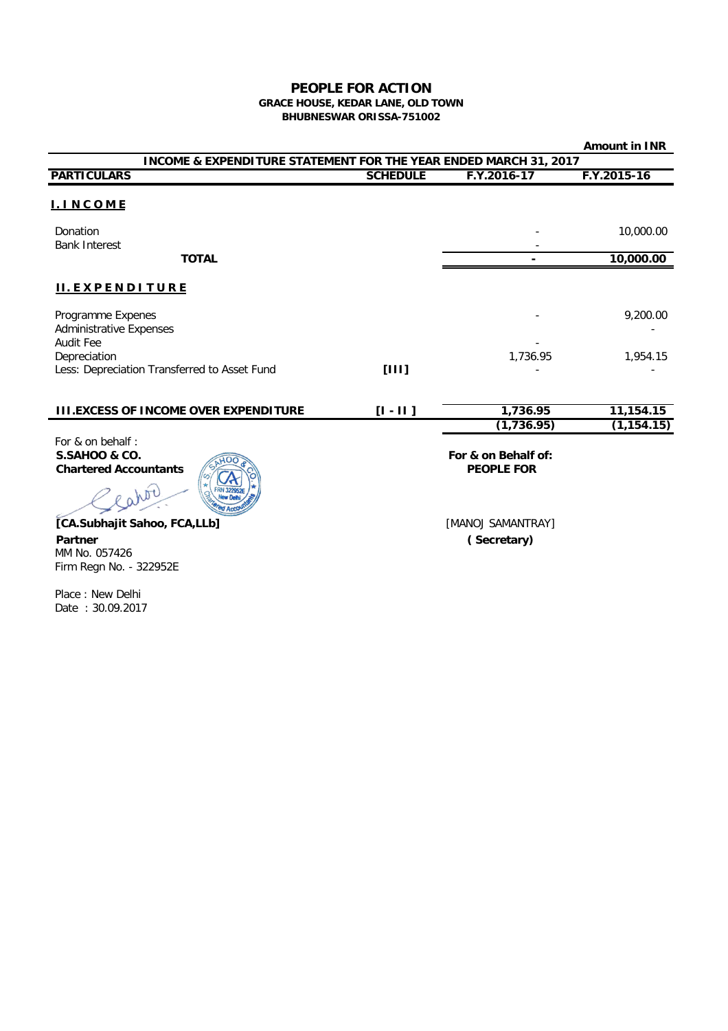# PEOPLE FOR ACTION

**GRACE HOUSE, KEDAR LANE, OLD TOWN**
**BHUBNESWAR ORISSA-751002**

**Amount in INR**

**INCOME & EXPENDITURE STATEMENT FOR THE YEAR ENDED MARCH 31, 2017**

| PARTICULARS | SCHEDULE | F.Y.2016-17 | F.Y.2015-16 |
|---|---|---|---|
| **I. I N C O M E** | | | |
| Donation | | - | 10,000.00 |
| Bank Interest | | - | |
| **TOTAL** | | **-** | **10,000.00** |
| **II. E X P E N D I T U R E** | | | |
| Programme Expenes | | - | 9,200.00 |
| Administrative Expenses | | | - |
| Audit Fee | | - | |
| Depreciation | | 1,736.95 | 1,954.15 |
| Less: Depreciation Transferred to Asset Fund | [III] | - | - |
| | | **1,736.95** | **11,154.15** |
| **III.EXCESS OF INCOME OVER EXPENDITURE** | **[I - II ]** | **(1,736.95)** | **(1,154.15)** |

For & on behalf :
**S.SAHOO & CO.**
**Chartered Accountants**

**[CA.Subhajit Sahoo, FCA,LLb]**
**Partner**
MM No. 057426
Firm Regn No. - 322952E

Place : New Delhi
Date : 30.09.2017

**For & on Behalf of:**
**PEOPLE FOR**

[MANOJ SAMANTRAY]
**( Secretary)**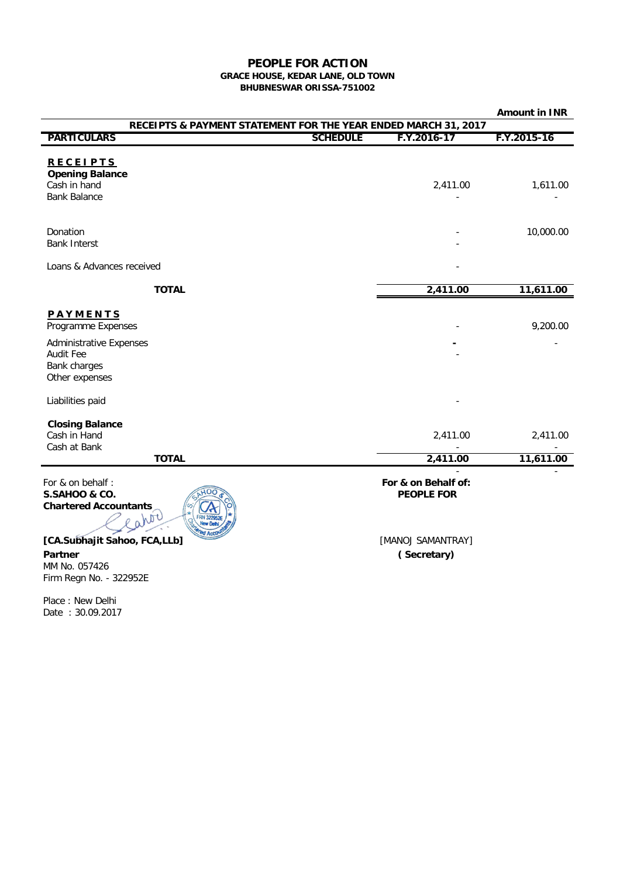# PEOPLE FOR ACTION

**GRACE HOUSE, KEDAR LANE, OLD TOWN**
**BHUBNESWAR ORISSA-751002**

**Amount in INR**

**RECEIPTS & PAYMENT STATEMENT FOR THE YEAR ENDED MARCH 31, 2017**

| PARTICULARS | SCHEDULE | F.Y.2016-17 | F.Y.2015-16 |
|---|---|---|---|
| **RECEIPTS** | | | |
| **Opening Balance** | | | |
| Cash in hand | | 2,411.00 | 1,611.00 |
| Bank Balance | | - | - |
| Donation | | - | 10,000.00 |
| Bank Interst | | - | |
| Loans & Advances received | | - | |
| **TOTAL** | | **2,411.00** | **11,611.00** |
| **PAYMENTS** | | | |
| Programme Expenses | | - | 9,200.00 |
| Administrative Expenses | | - | - |
| Audit Fee | | - | |
| Bank charges | | | |
| Other expenses | | | |
| Liabilities paid | | - | |
| **Closing Balance** | | | |
| Cash in Hand | | 2,411.00 | 2,411.00 |
| Cash at Bank | | - | - |
| **TOTAL** | | **2,411.00** | **11,611.00** |
| | | - | - |

For & on behalf :
**S.SAHOO & CO.**
**Chartered Accountants**

**[CA.Subhajit Sahoo, FCA,LLb]**
**Partner**
MM No. 057426
Firm Regn No. - 322952E

Place : New Delhi
Date : 30.09.2017

**For & on Behalf of:**
**PEOPLE FOR**

[MANOJ SAMANTRAY]
**( Secretary)**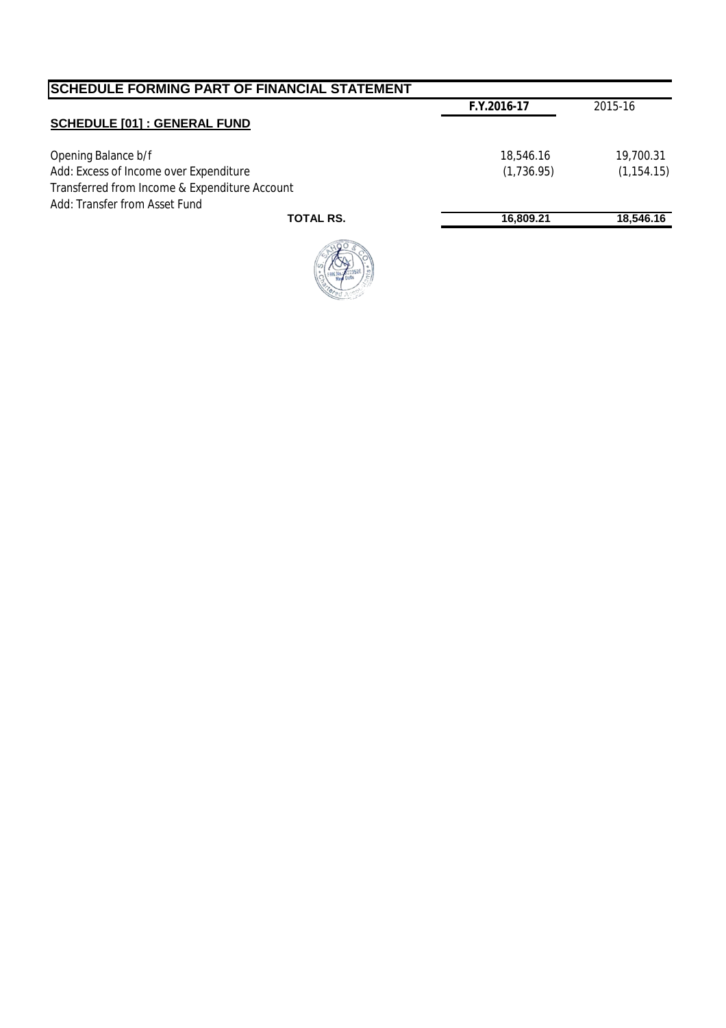## SCHEDULE FORMING PART OF FINANCIAL STATEMENT

### SCHEDULE [01] : GENERAL FUND

| | F.Y.2016-17 | 2015-16 |
|---|---|---|
| Opening Balance b/f | 18,546.16 | 19,700.31 |
| Add: Excess of Income over Expenditure | (1,736.95) | (1,154.15) |
| Transferred from Income & Expenditure Account | | |
| Add: Transfer from Asset Fund | | |
| **TOTAL RS.** | **16,809.21** | **18,546.16** |